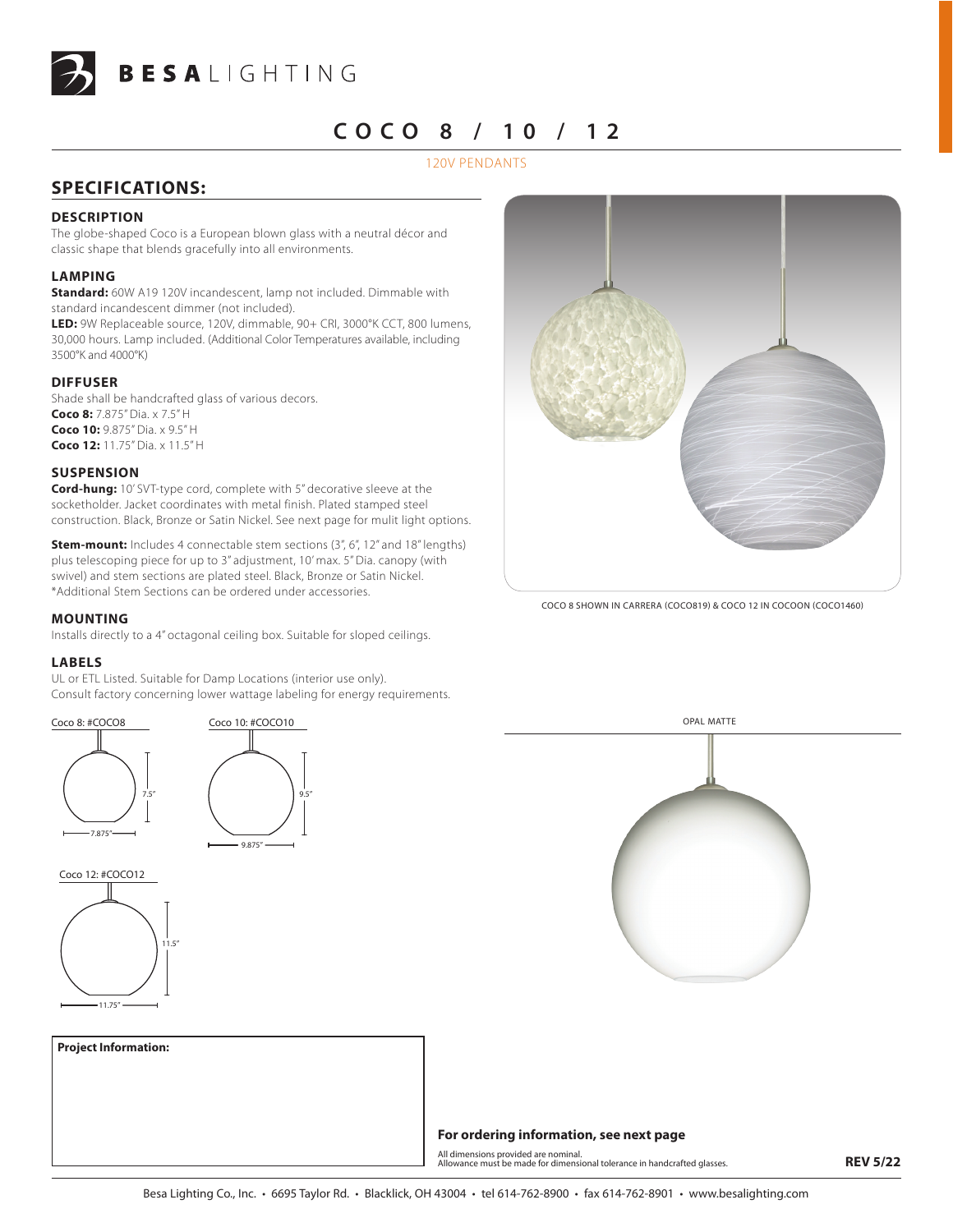BESA LIGHTING

# COCO 8 / 10 / 12

120V PENDANTS

## SPECIFICATIONS:

### DESCRIPTION

The globe-shaped Coco is a European blown glass with a neutral décor and classic shape that blends gracefully into all environments.

### LAMPING

**Standard:** 60W A19 120V incandescent, lamp not included. Dimmable with standard incandescent dimmer (not included).

**LED:** 9W Replaceable source, 120V, dimmable, 90+ CRI, 3000°K CCT, 800 lumens, 30,000 hours. Lamp included. (Additional Color Temperatures available, including 3500°K and 4000°K)

### DIFFUSER

Shade shall be handcrafted glass of various decors.
**Coco 8:** 7.875" Dia. x 7.5" H
**Coco 10:** 9.875" Dia. x 9.5" H
**Coco 12:** 11.75" Dia. x 11.5" H

### SUSPENSION

**Cord-hung:** 10' SVT-type cord, complete with 5" decorative sleeve at the socketholder. Jacket coordinates with metal finish. Plated stamped steel construction. Black, Bronze or Satin Nickel. See next page for mulit light options.

**Stem-mount:** Includes 4 connectable stem sections (3", 6", 12" and 18" lengths) plus telescoping piece for up to 3" adjustment, 10' max. 5" Dia. canopy (with swivel) and stem sections are plated steel. Black, Bronze or Satin Nickel. *Additional Stem Sections can be ordered under accessories.

### MOUNTING

Installs directly to a 4" octagonal ceiling box. Suitable for sloped ceilings.

### LABELS

UL or ETL Listed. Suitable for Damp Locations (interior use only).
Consult factory concerning lower wattage labeling for energy requirements.

Coco 8: #COCO8

7.5"
7.875"

Coco 10: #COCO10

9.5"
9.875"

Coco 12: #COCO12

11.5"
11.75"

COCO 8 SHOWN IN CARRERA (COCO819) & COCO 12 IN COCOON (COCO1460)

OPAL MATTE

**Project Information:**

**For ordering information, see next page**

All dimensions provided are nominal.
Allowance must be made for dimensional tolerance in handcrafted glasses.

**REV 5/22**

Besa Lighting Co., Inc. • 6695 Taylor Rd. • Blacklick, OH 43004 • tel 614-762-8900 • fax 614-762-8901 • www.besalighting.com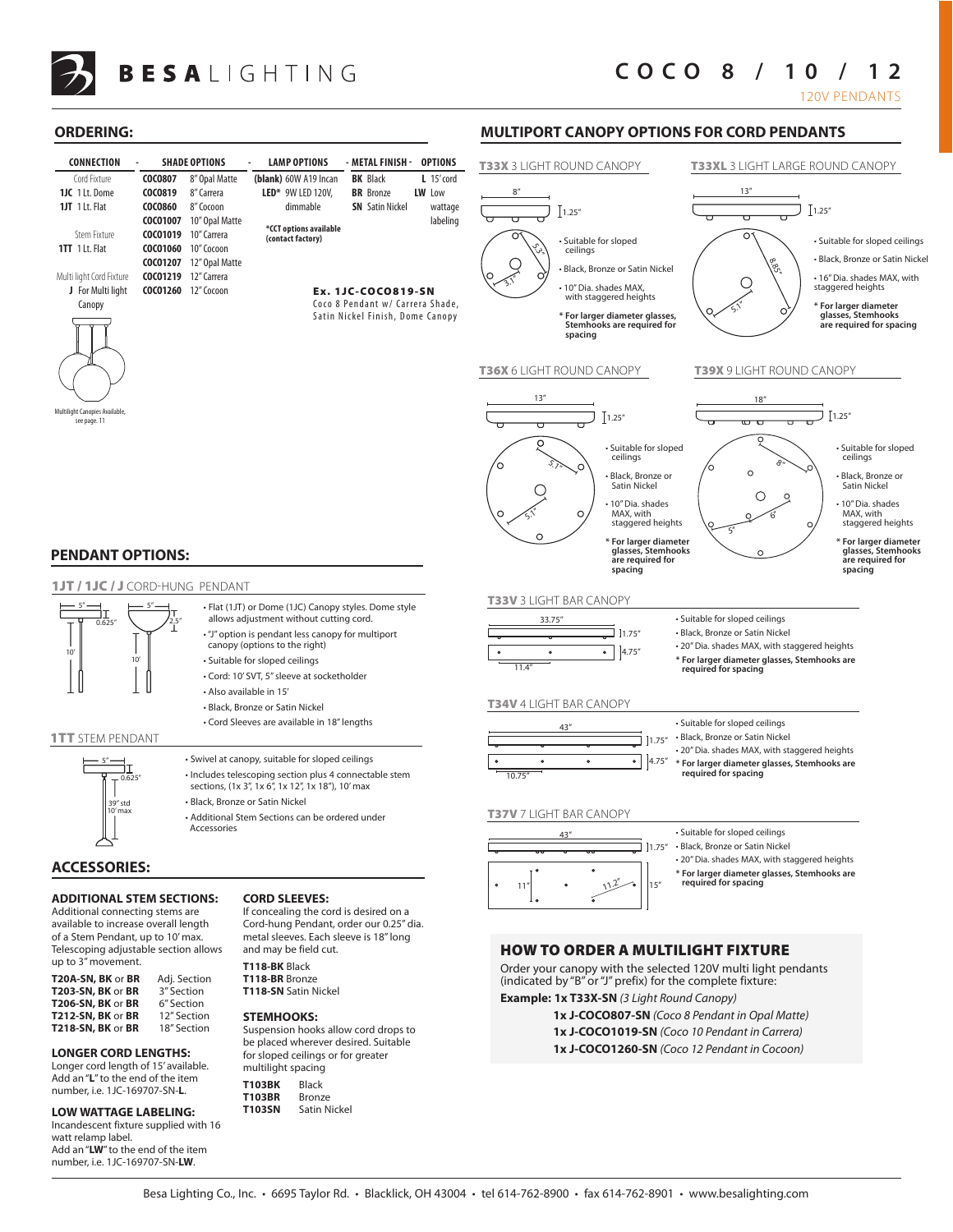# BESA LIGHTING

# COCO 8 / 10 / 12

120V PENDANTS

## ORDERING:

| CONNECTION | | SHADE OPTIONS | | LAMP OPTIONS | METAL FINISH | | OPTIONS | |
|---|---|---|---|---|---|---|---|---|
| Cord Fixture | | COC0807 | 8" Opal Matte | (blank) 60W A19 Incan | BK | Black | L | 15' cord |
| 1JC | 1 Lt. Dome | COC0819 | 8" Carrera | LED* 9W LED 120V, | BR | Bronze | LW | Low |
| 1JT | 1 Lt. Flat | COC0860 | 8" Cocoon | dimmable | SN | Satin Nickel | | wattage |
| | | COC01007 | 10" Opal Matte | | | | | labeling |
| Stem Fixture | | COC01019 | 10" Carrera | *CCT options available (contact factory) | | | | |
| 1TT | 1 Lt. Flat | COC01060 | 10" Cocoon | | | | | |
| | | COC01207 | 12" Opal Matte | | | | | |
| Multi light Cord Fixture | | COC01219 | 12" Carrera | | | | | |
| J | For Multi light Canopy | COC01260 | 12" Cocoon | | | | | |

Multilight Canopies Available, see page. 11

**Ex. 1JC-COCO819-SN**
Coco 8 Pendant w/ Carrera Shade, Satin Nickel Finish, Dome Canopy

## PENDANT OPTIONS:

### 1JT / 1JC / J CORD-HUNG PENDANT

5" 0.625" 10' | 5" 2.5" 10'

- Flat (1JT) or Dome (1JC) Canopy styles. Dome style allows adjustment without cutting cord.
- "J" option is pendant less canopy for multiport canopy (options to the right)
- Suitable for sloped ceilings
- Cord: 10' SVT, 5" sleeve at socketholder
- Also available in 15'
- Black, Bronze or Satin Nickel
- Cord Sleeves are available in 18" lengths

### 1TT STEM PENDANT

5" 0.625" 39" std 10' max

- Swivel at canopy, suitable for sloped ceilings
- Includes telescoping section plus 4 connectable stem sections, (1x 3", 1x 6", 1x 12", 1x 18"), 10' max
- Black, Bronze or Satin Nickel
- Additional Stem Sections can be ordered under Accessories

## ACCESSORIES:

### ADDITIONAL STEM SECTIONS:

Additional connecting stems are available to increase overall length of a Stem Pendant, up to 10' max. Telescoping adjustable section allows up to 3" movement.

| | |
|---|---|
| **T20A-SN, BK** or **BR** | Adj. Section |
| **T203-SN, BK** or **BR** | 3" Section |
| **T206-SN, BK** or **BR** | 6" Section |
| **T212-SN, BK** or **BR** | 12" Section |
| **T218-SN, BK** or **BR** | 18" Section |

### LONGER CORD LENGTHS:

Longer cord length of 15' available. Add an "**L**" to the end of the item number, i.e. 1JC-169707-SN-**L**.

### LOW WATTAGE LABELING:

Incandescent fixture supplied with 16 watt relamp label.
Add an "**LW**" to the end of the item number, i.e. 1JC-169707-SN-**LW**.

### CORD SLEEVES:

If concealing the cord is desired on a Cord-hung Pendant, order our 0.25" dia. metal sleeves. Each sleeve is 18" long and may be field cut.

**T118-BK** Black
**T118-BR** Bronze
**T118-SN** Satin Nickel

### STEMHOOKS:

Suspension hooks allow cord drops to be placed wherever desired. Suitable for sloped ceilings or for greater multilight spacing

| | |
|---|---|
| **T103BK** | Black |
| **T103BR** | Bronze |
| **T103SN** | Satin Nickel |

## MULTIPORT CANOPY OPTIONS FOR CORD PENDANTS

### T33X 3 LIGHT ROUND CANOPY

8" 1.25" 5.3" 3.1"

- Suitable for sloped ceilings
- Black, Bronze or Satin Nickel
- 10" Dia. shades MAX, with staggered heights

**\* For larger diameter glasses, Stemhooks are required for spacing**

### T33XL 3 LIGHT LARGE ROUND CANOPY

13" 1.25" 8.85" 5.1"

- Suitable for sloped ceilings
- Black, Bronze or Satin Nickel
- 16" Dia. shades MAX, with staggered heights

**\* For larger diameter glasses, Stemhooks are required for spacing**

### T36X 6 LIGHT ROUND CANOPY

13" 1.25" 5.1" 5.1"

- Suitable for sloped ceilings
- Black, Bronze or Satin Nickel
- 10" Dia. shades MAX, with staggered heights

**\* For larger diameter glasses, Stemhooks are required for spacing**

### T39X 9 LIGHT ROUND CANOPY

18" 1.25" 8" 6" 5"

- Suitable for sloped ceilings
- Black, Bronze or Satin Nickel
- 10" Dia. shades MAX, with staggered heights

**\* For larger diameter glasses, Stemhooks are required for spacing**

### T33V 3 LIGHT BAR CANOPY

33.75" 1.75" 4.75" 11.4"

- Suitable for sloped ceilings
- Black, Bronze or Satin Nickel
- 20" Dia. shades MAX, with staggered heights

**\* For larger diameter glasses, Stemhooks are required for spacing**

### T34V 4 LIGHT BAR CANOPY

43" 1.75" 4.75" 10.75"

- Suitable for sloped ceilings
- Black, Bronze or Satin Nickel
- 20" Dia. shades MAX, with staggered heights

**\* For larger diameter glasses, Stemhooks are required for spacing**

### T37V 7 LIGHT BAR CANOPY

43" 1.75" 11" 11.2" 15"

- Suitable for sloped ceilings
- Black, Bronze or Satin Nickel
- 20" Dia. shades MAX, with staggered heights

**\* For larger diameter glasses, Stemhooks are required for spacing**

## HOW TO ORDER A MULTILIGHT FIXTURE

Order your canopy with the selected 120V multi light pendants (indicated by "B" or "J" prefix) for the complete fixture:

**Example: 1x T33X-SN** *(3 Light Round Canopy)*

**1x J-COCO807-SN** *(Coco 8 Pendant in Opal Matte)*
**1x J-COCO1019-SN** *(Coco 10 Pendant in Carrera)*
**1x J-COCO1260-SN** *(Coco 12 Pendant in Cocoon)*

Besa Lighting Co., Inc. • 6695 Taylor Rd. • Blacklick, OH 43004 • tel 614-762-8900 • fax 614-762-8901 • www.besalighting.com